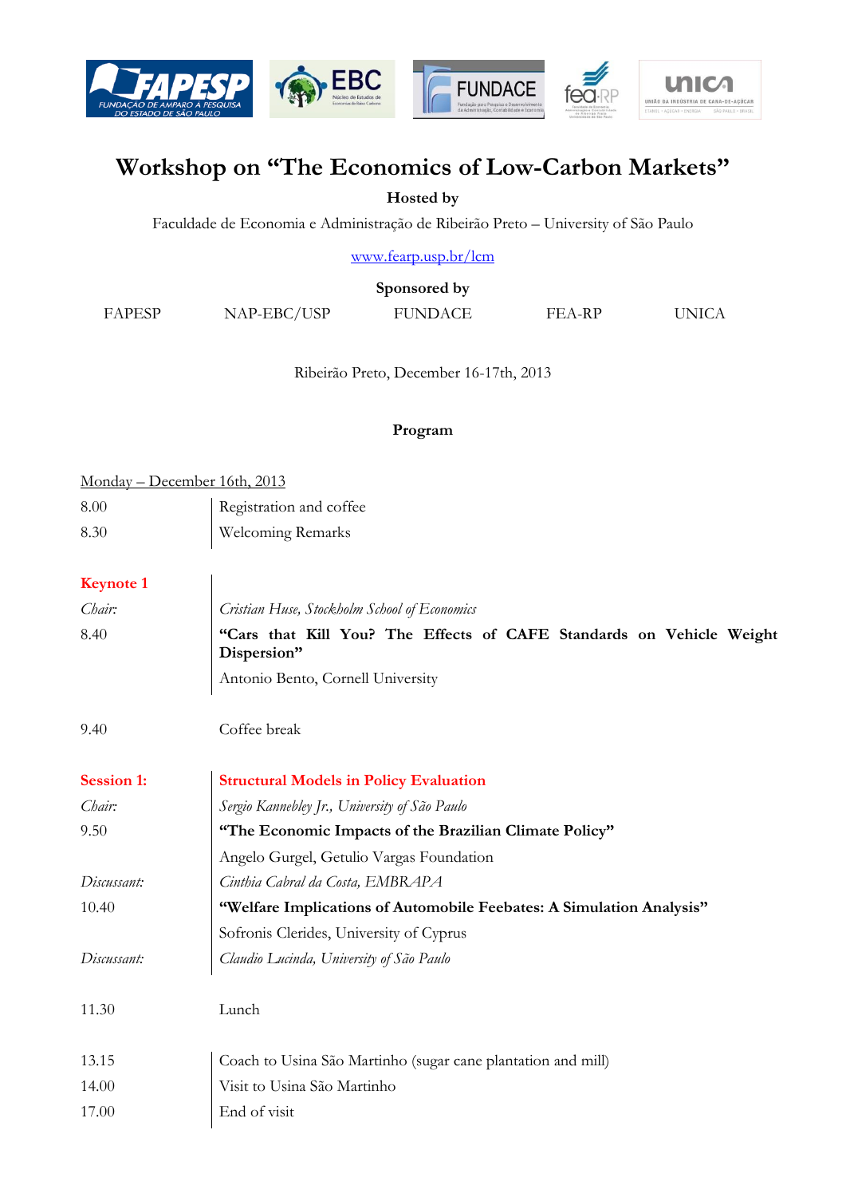# Workshop on "The Economics of Low-Carbon Markets"

**Hosted by**

Faculdade de Economia e Administração de Ribeirão Preto – University of São Paulo

www.fearp.usp.br/lcm

**Sponsored by**

FAPESP NAP-EBC/USP FUNDACE FEA-RP UNICA

Ribeirão Preto, December 16-17th, 2013

**Program**

Monday – December 16th, 2013

| | |
|---|---|
| 8.00 | Registration and coffee |
| 8.30 | Welcoming Remarks |
| **Keynote 1** | |
| *Chair:* | *Cristian Huse, Stockholm School of Economics* |
| 8.40 | **"Cars that Kill You? The Effects of CAFE Standards on Vehicle Weight Dispersion"** |
| | Antonio Bento, Cornell University |
| 9.40 | Coffee break |
| **Session 1:** | **Structural Models in Policy Evaluation** |
| *Chair:* | *Sergio Kannebley Jr., University of São Paulo* |
| 9.50 | **"The Economic Impacts of the Brazilian Climate Policy"** |
| | Angelo Gurgel, Getulio Vargas Foundation |
| *Discussant:* | *Cinthia Cabral da Costa, EMBRAPA* |
| 10.40 | **"Welfare Implications of Automobile Feebates: A Simulation Analysis"** |
| | Sofronis Clerides, University of Cyprus |
| *Discussant:* | *Claudio Lucinda, University of São Paulo* |
| 11.30 | Lunch |
| 13.15 | Coach to Usina São Martinho (sugar cane plantation and mill) |
| 14.00 | Visit to Usina São Martinho |
| 17.00 | End of visit |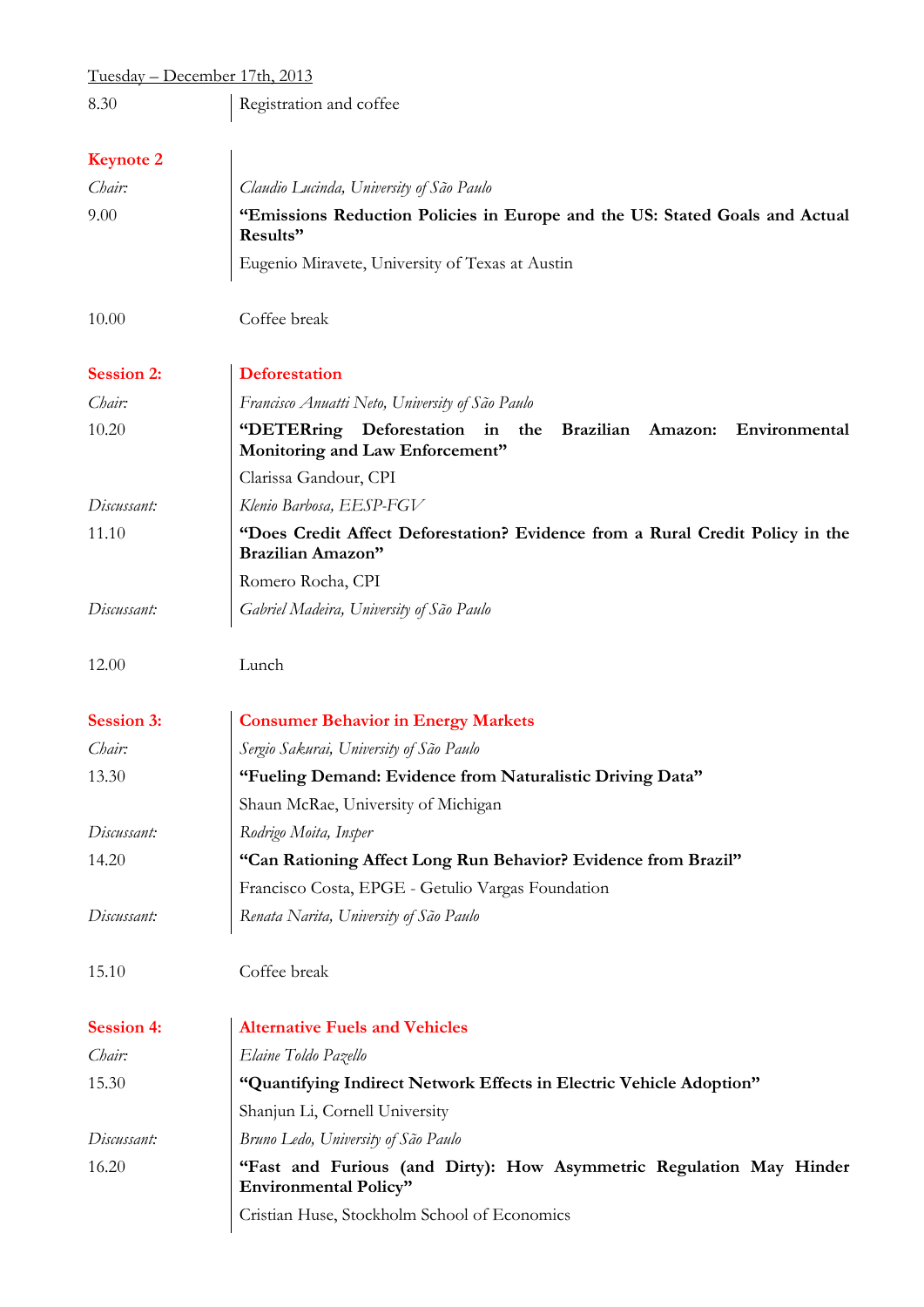Tuesday – December 17th, 2013

8.30 | Registration and coffee

**Keynote 2**

*Chair:* *Claudio Lucinda, University of São Paulo*

9.00 **"Emissions Reduction Policies in Europe and the US: Stated Goals and Actual Results"**

Eugenio Miravete, University of Texas at Austin

10.00 Coffee break

**Session 2: Deforestation**

*Chair:* *Francisco Anuatti Neto, University of São Paulo*

10.20 **"DETERring Deforestation in the Brazilian Amazon: Environmental Monitoring and Law Enforcement"**

Clarissa Gandour, CPI

*Discussant:* *Klenio Barbosa, EESP-FGV*

11.10 **"Does Credit Affect Deforestation? Evidence from a Rural Credit Policy in the Brazilian Amazon"**

Romero Rocha, CPI

*Discussant:* *Gabriel Madeira, University of São Paulo*

12.00 Lunch

**Session 3: Consumer Behavior in Energy Markets**

*Chair:* *Sergio Sakurai, University of São Paulo*

13.30 **"Fueling Demand: Evidence from Naturalistic Driving Data"**

Shaun McRae, University of Michigan

*Discussant:* *Rodrigo Moita, Insper*

14.20 **"Can Rationing Affect Long Run Behavior? Evidence from Brazil"**

Francisco Costa, EPGE - Getulio Vargas Foundation

*Discussant:* *Renata Narita, University of São Paulo*

15.10 Coffee break

**Session 4: Alternative Fuels and Vehicles**

*Chair:* *Elaine Toldo Pazello*

15.30 **"Quantifying Indirect Network Effects in Electric Vehicle Adoption"**

Shanjun Li, Cornell University

*Discussant:* *Bruno Ledo, University of São Paulo*

16.20 **"Fast and Furious (and Dirty): How Asymmetric Regulation May Hinder Environmental Policy"**

Cristian Huse, Stockholm School of Economics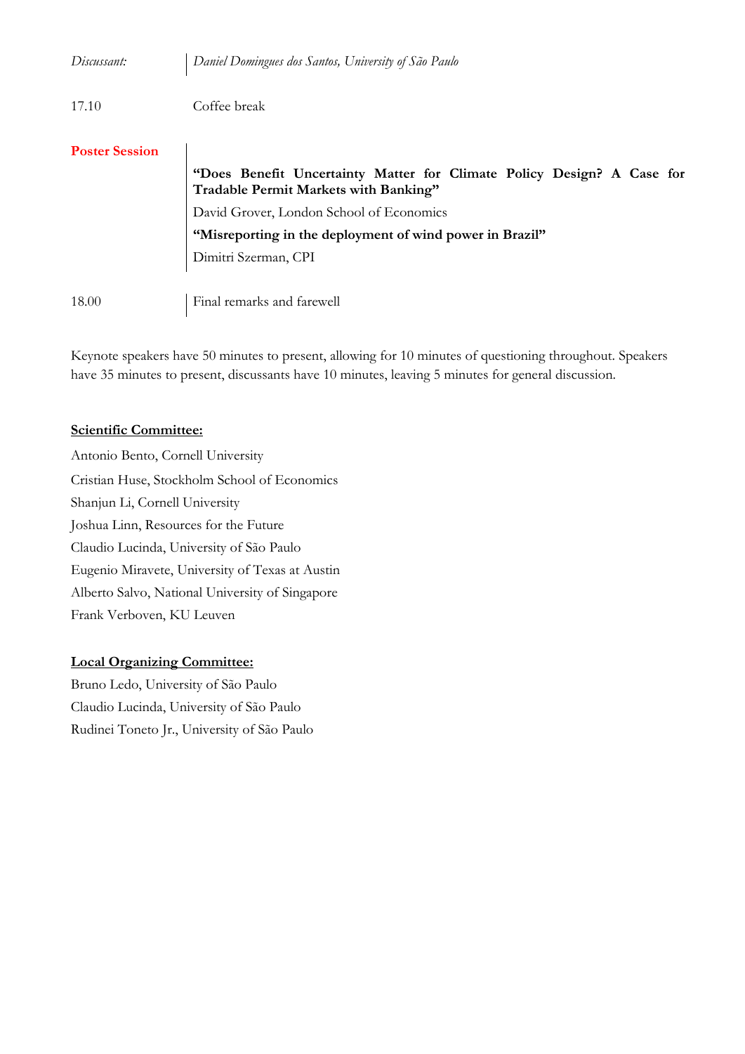| | |
|---|---|
| *Discussant:* | *Daniel Domingues dos Santos, University of São Paulo* |
| 17.10 | Coffee break |
| **Poster Session** | **"Does Benefit Uncertainty Matter for Climate Policy Design? A Case for Tradable Permit Markets with Banking"**<br>David Grover, London School of Economics<br>**"Misreporting in the deployment of wind power in Brazil"**<br>Dimitri Szerman, CPI |
| 18.00 | Final remarks and farewell |

Keynote speakers have 50 minutes to present, allowing for 10 minutes of questioning throughout. Speakers have 35 minutes to present, discussants have 10 minutes, leaving 5 minutes for general discussion.

**Scientific Committee:**

Antonio Bento, Cornell University
Cristian Huse, Stockholm School of Economics
Shanjun Li, Cornell University
Joshua Linn, Resources for the Future
Claudio Lucinda, University of São Paulo
Eugenio Miravete, University of Texas at Austin
Alberto Salvo, National University of Singapore
Frank Verboven, KU Leuven

**Local Organizing Committee:**

Bruno Ledo, University of São Paulo
Claudio Lucinda, University of São Paulo
Rudinei Toneto Jr., University of São Paulo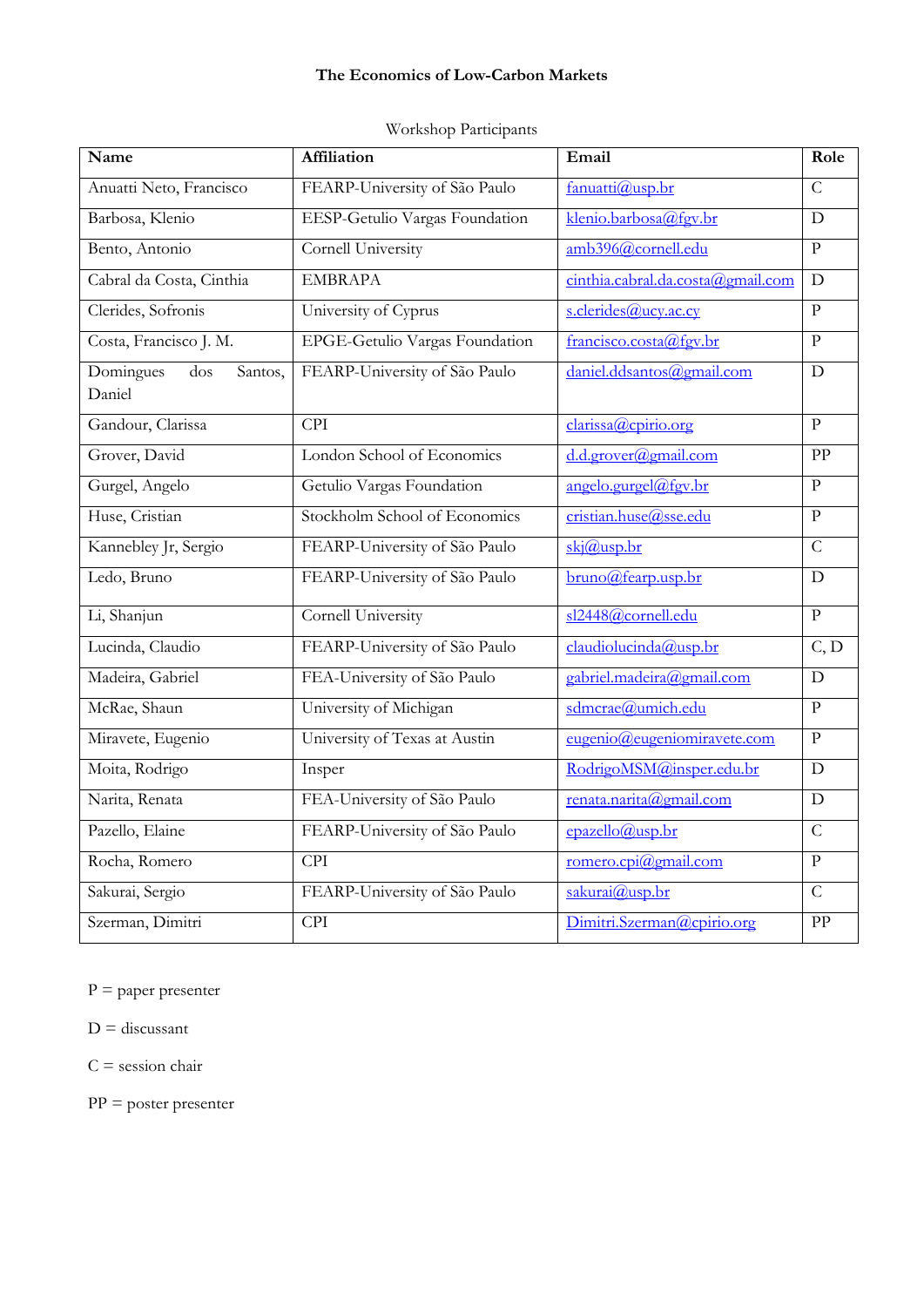**The Economics of Low-Carbon Markets**

Workshop Participants

| Name | Affiliation | Email | Role |
| --- | --- | --- | --- |
| Anuatti Neto, Francisco | FEARP-University of São Paulo | fanuatti@usp.br | C |
| Barbosa, Klenio | EESP-Getulio Vargas Foundation | klenio.barbosa@fgv.br | D |
| Bento, Antonio | Cornell University | amb396@cornell.edu | P |
| Cabral da Costa, Cinthia | EMBRAPA | cinthia.cabral.da.costa@gmail.com | D |
| Clerides, Sofronis | University of Cyprus | s.clerides@ucy.ac.cy | P |
| Costa, Francisco J. M. | EPGE-Getulio Vargas Foundation | francisco.costa@fgv.br | P |
| Domingues dos Santos, Daniel | FEARP-University of São Paulo | daniel.ddsantos@gmail.com | D |
| Gandour, Clarissa | CPI | clarissa@cpirio.org | P |
| Grover, David | London School of Economics | d.d.grover@gmail.com | PP |
| Gurgel, Angelo | Getulio Vargas Foundation | angelo.gurgel@fgv.br | P |
| Huse, Cristian | Stockholm School of Economics | cristian.huse@sse.edu | P |
| Kannebley Jr, Sergio | FEARP-University of São Paulo | skj@usp.br | C |
| Ledo, Bruno | FEARP-University of São Paulo | bruno@fearp.usp.br | D |
| Li, Shanjun | Cornell University | sl2448@cornell.edu | P |
| Lucinda, Claudio | FEARP-University of São Paulo | claudiolucinda@usp.br | C, D |
| Madeira, Gabriel | FEA-University of São Paulo | gabriel.madeira@gmail.com | D |
| McRae, Shaun | University of Michigan | sdmcrae@umich.edu | P |
| Miravete, Eugenio | University of Texas at Austin | eugenio@eugeniomiravete.com | P |
| Moita, Rodrigo | Insper | RodrigoMSM@insper.edu.br | D |
| Narita, Renata | FEA-University of São Paulo | renata.narita@gmail.com | D |
| Pazello, Elaine | FEARP-University of São Paulo | epazello@usp.br | C |
| Rocha, Romero | CPI | romero.cpi@gmail.com | P |
| Sakurai, Sergio | FEARP-University of São Paulo | sakurai@usp.br | C |
| Szerman, Dimitri | CPI | Dimitri.Szerman@cpirio.org | PP |

P = paper presenter

D = discussant

C = session chair

PP = poster presenter